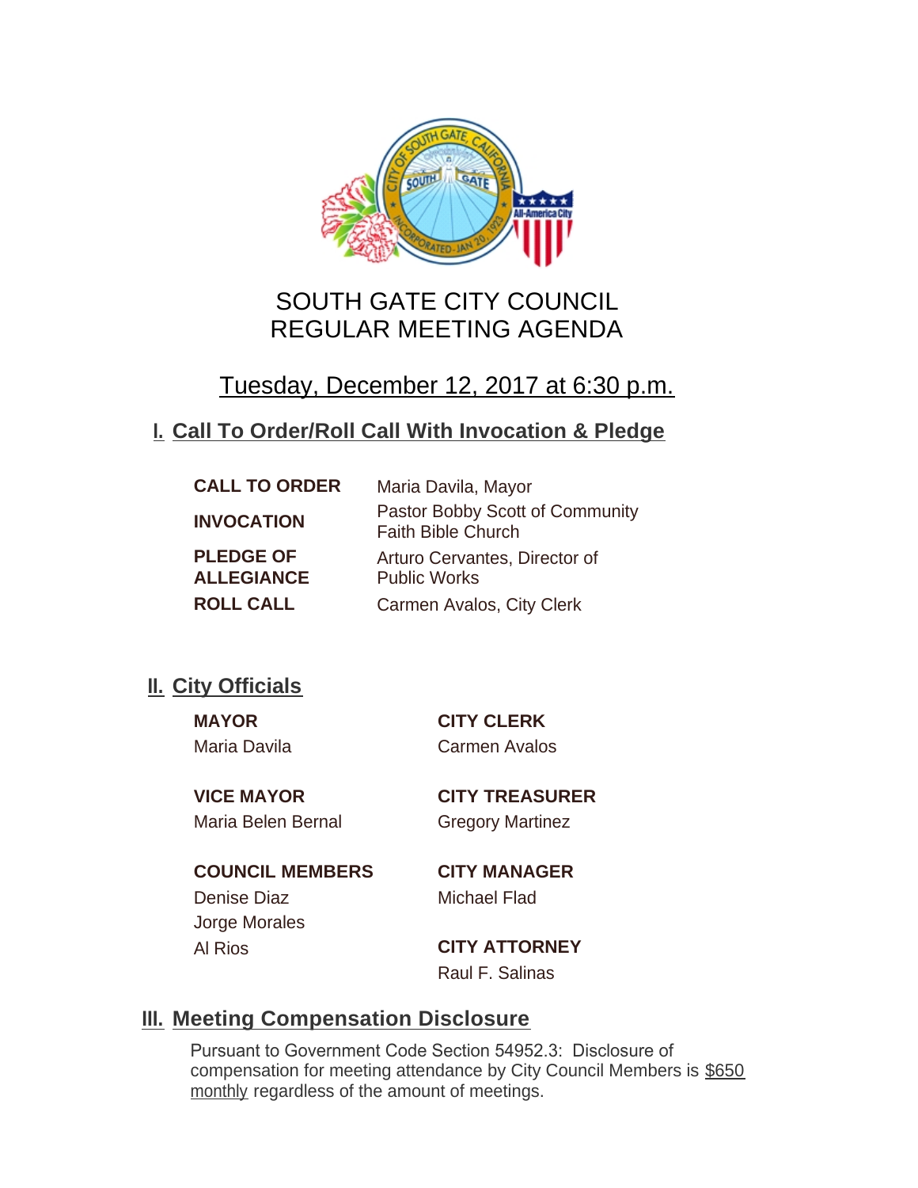# SOUTH GATE CITY COUNCIL
# REGULAR MEETING AGENDA

## Tuesday, December 12, 2017 at 6:30 p.m.

## I. Call To Order/Roll Call With Invocation & Pledge

| | |
|---|---|
| **CALL TO ORDER** | Maria Davila, Mayor |
| **INVOCATION** | Pastor Bobby Scott of Community Faith Bible Church |
| **PLEDGE OF ALLEGIANCE** | Arturo Cervantes, Director of Public Works |
| **ROLL CALL** | Carmen Avalos, City Clerk |

## II. City Officials

**MAYOR**
Maria Davila

**VICE MAYOR**
Maria Belen Bernal

**COUNCIL MEMBERS**
Denise Diaz
Jorge Morales
Al Rios

**CITY CLERK**
Carmen Avalos

**CITY TREASURER**
Gregory Martinez

**CITY MANAGER**
Michael Flad

**CITY ATTORNEY**
Raul F. Salinas

## III. Meeting Compensation Disclosure

Pursuant to Government Code Section 54952.3: Disclosure of compensation for meeting attendance by City Council Members is $650 monthly regardless of the amount of meetings.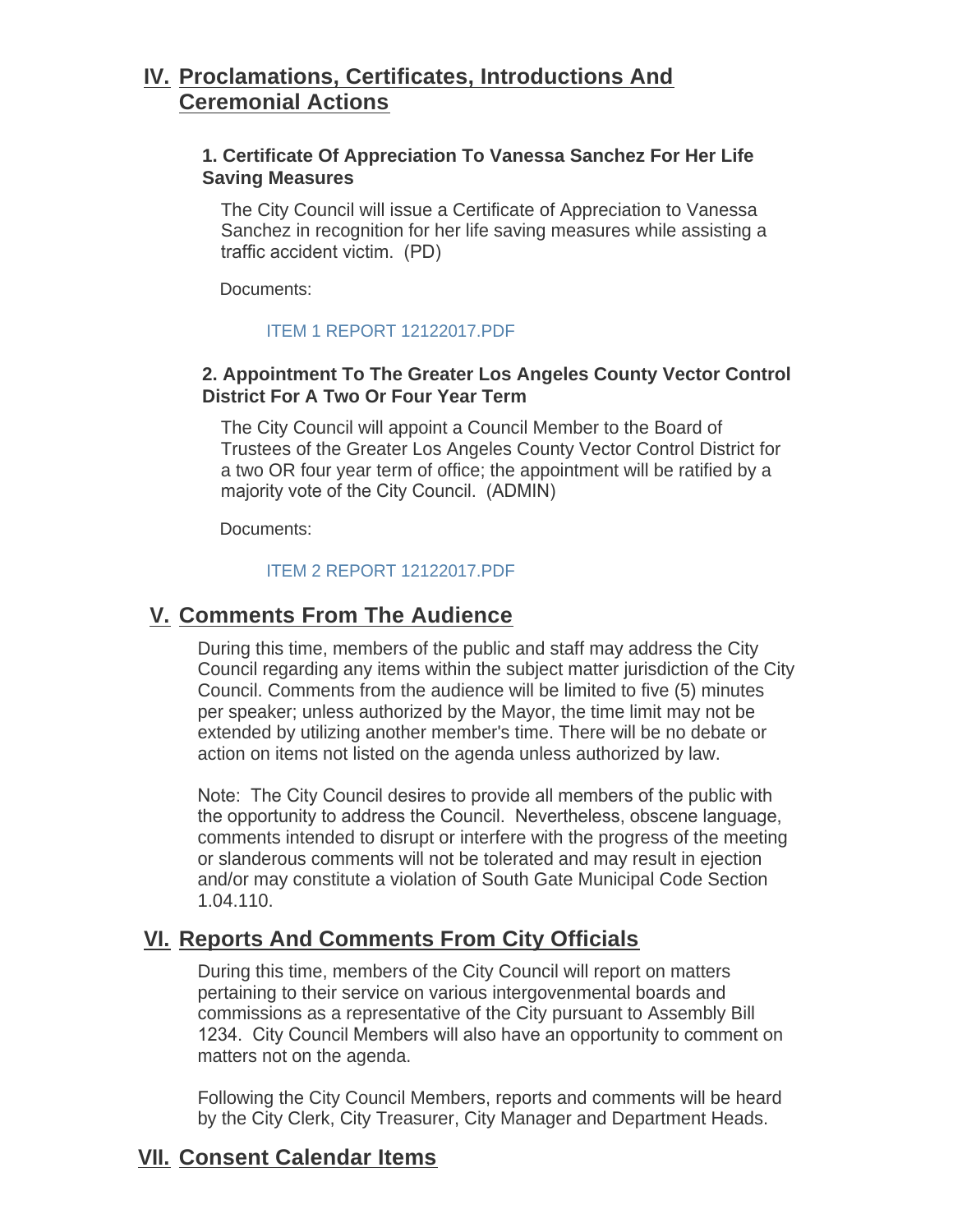## IV. Proclamations, Certificates, Introductions And Ceremonial Actions

### 1. Certificate Of Appreciation To Vanessa Sanchez For Her Life Saving Measures

The City Council will issue a Certificate of Appreciation to Vanessa Sanchez in recognition for her life saving measures while assisting a traffic accident victim. (PD)

Documents:

ITEM 1 REPORT 12122017.PDF

### 2. Appointment To The Greater Los Angeles County Vector Control District For A Two Or Four Year Term

The City Council will appoint a Council Member to the Board of Trustees of the Greater Los Angeles County Vector Control District for a two OR four year term of office; the appointment will be ratified by a majority vote of the City Council. (ADMIN)

Documents:

ITEM 2 REPORT 12122017.PDF

## V. Comments From The Audience

During this time, members of the public and staff may address the City Council regarding any items within the subject matter jurisdiction of the City Council. Comments from the audience will be limited to five (5) minutes per speaker; unless authorized by the Mayor, the time limit may not be extended by utilizing another member's time. There will be no debate or action on items not listed on the agenda unless authorized by law.

Note: The City Council desires to provide all members of the public with the opportunity to address the Council. Nevertheless, obscene language, comments intended to disrupt or interfere with the progress of the meeting or slanderous comments will not be tolerated and may result in ejection and/or may constitute a violation of South Gate Municipal Code Section 1.04.110.

## VI. Reports And Comments From City Officials

During this time, members of the City Council will report on matters pertaining to their service on various intergovenmental boards and commissions as a representative of the City pursuant to Assembly Bill 1234. City Council Members will also have an opportunity to comment on matters not on the agenda.

Following the City Council Members, reports and comments will be heard by the City Clerk, City Treasurer, City Manager and Department Heads.

## VII. Consent Calendar Items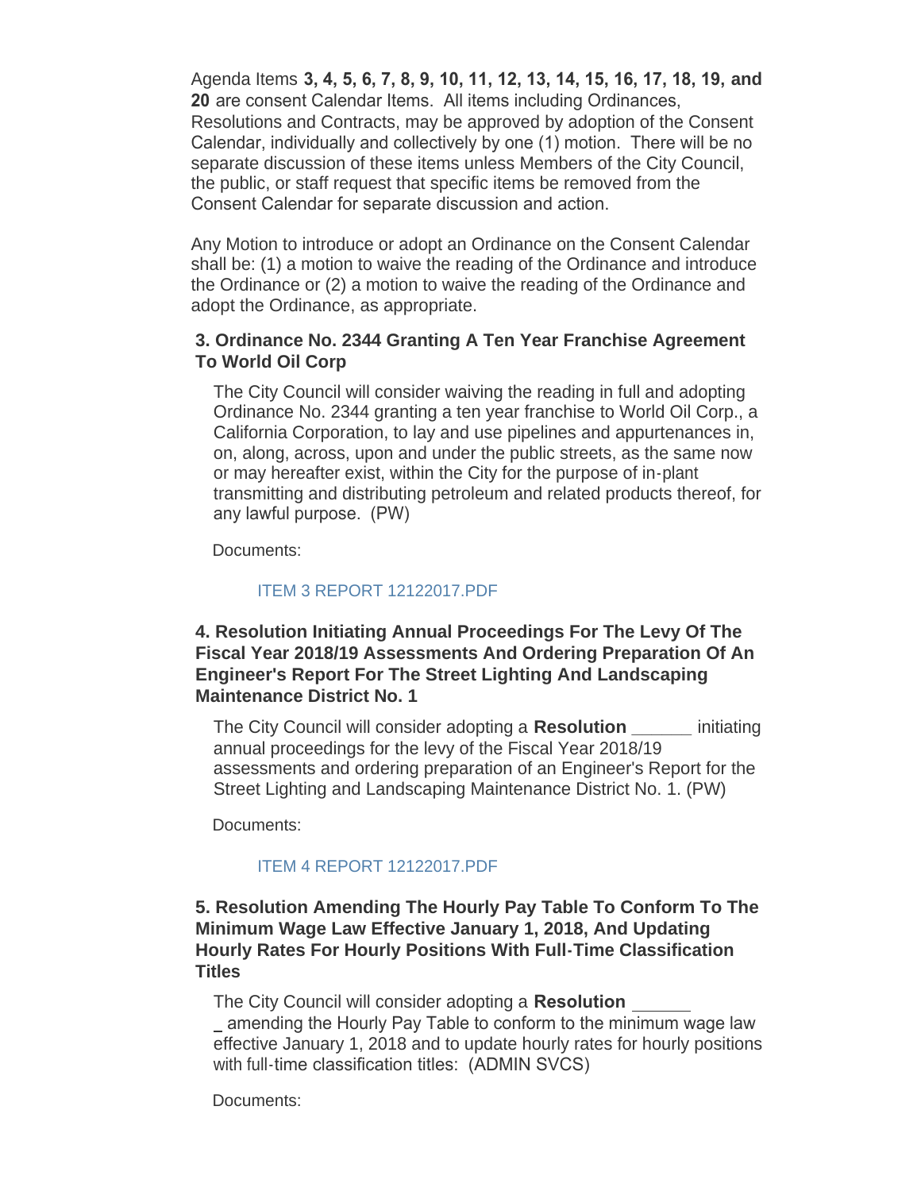Agenda Items **3, 4, 5, 6, 7, 8, 9, 10, 11, 12, 13, 14, 15, 16, 17, 18, 19, and 20** are consent Calendar Items. All items including Ordinances, Resolutions and Contracts, may be approved by adoption of the Consent Calendar, individually and collectively by one (1) motion. There will be no separate discussion of these items unless Members of the City Council, the public, or staff request that specific items be removed from the Consent Calendar for separate discussion and action.

Any Motion to introduce or adopt an Ordinance on the Consent Calendar shall be: (1) a motion to waive the reading of the Ordinance and introduce the Ordinance or (2) a motion to waive the reading of the Ordinance and adopt the Ordinance, as appropriate.

### 3. Ordinance No. 2344 Granting A Ten Year Franchise Agreement To World Oil Corp

The City Council will consider waiving the reading in full and adopting Ordinance No. 2344 granting a ten year franchise to World Oil Corp., a California Corporation, to lay and use pipelines and appurtenances in, on, along, across, upon and under the public streets, as the same now or may hereafter exist, within the City for the purpose of in-plant transmitting and distributing petroleum and related products thereof, for any lawful purpose. (PW)

Documents:

ITEM 3 REPORT 12122017.PDF

### 4. Resolution Initiating Annual Proceedings For The Levy Of The Fiscal Year 2018/19 Assessments And Ordering Preparation Of An Engineer's Report For The Street Lighting And Landscaping Maintenance District No. 1

The City Council will consider adopting a **Resolution ______** initiating annual proceedings for the levy of the Fiscal Year 2018/19 assessments and ordering preparation of an Engineer's Report for the Street Lighting and Landscaping Maintenance District No. 1. (PW)

Documents:

ITEM 4 REPORT 12122017.PDF

### 5. Resolution Amending The Hourly Pay Table To Conform To The Minimum Wage Law Effective January 1, 2018, And Updating Hourly Rates For Hourly Positions With Full-Time Classification Titles

The City Council will consider adopting a **Resolution ______** _ amending the Hourly Pay Table to conform to the minimum wage law effective January 1, 2018 and to update hourly rates for hourly positions with full-time classification titles: (ADMIN SVCS)

Documents: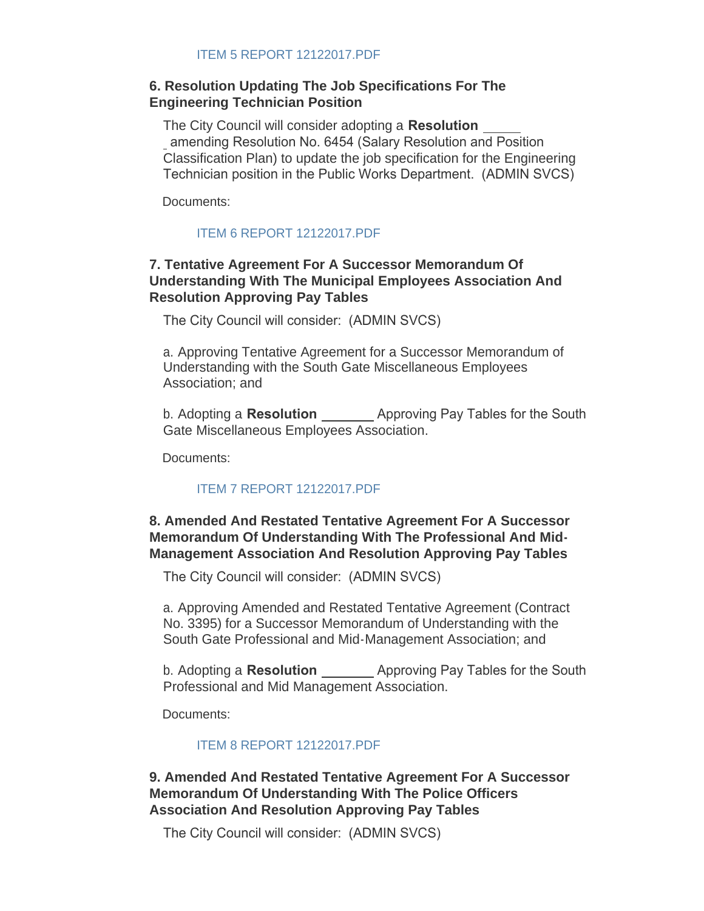ITEM 5 REPORT 12122017.PDF

### 6. Resolution Updating The Job Specifications For The Engineering Technician Position

The City Council will consider adopting a **Resolution** _____ amending Resolution No. 6454 (Salary Resolution and Position Classification Plan) to update the job specification for the Engineering Technician position in the Public Works Department. (ADMIN SVCS)

Documents:

ITEM 6 REPORT 12122017.PDF

### 7. Tentative Agreement For A Successor Memorandum Of Understanding With The Municipal Employees Association And Resolution Approving Pay Tables

The City Council will consider: (ADMIN SVCS)

a. Approving Tentative Agreement for a Successor Memorandum of Understanding with the South Gate Miscellaneous Employees Association; and

b. Adopting a **Resolution** _______ Approving Pay Tables for the South Gate Miscellaneous Employees Association.

Documents:

ITEM 7 REPORT 12122017.PDF

### 8. Amended And Restated Tentative Agreement For A Successor Memorandum Of Understanding With The Professional And Mid-Management Association And Resolution Approving Pay Tables

The City Council will consider: (ADMIN SVCS)

a. Approving Amended and Restated Tentative Agreement (Contract No. 3395) for a Successor Memorandum of Understanding with the South Gate Professional and Mid-Management Association; and

b. Adopting a **Resolution** _______ Approving Pay Tables for the South Professional and Mid Management Association.

Documents:

ITEM 8 REPORT 12122017.PDF

### 9. Amended And Restated Tentative Agreement For A Successor Memorandum Of Understanding With The Police Officers Association And Resolution Approving Pay Tables

The City Council will consider: (ADMIN SVCS)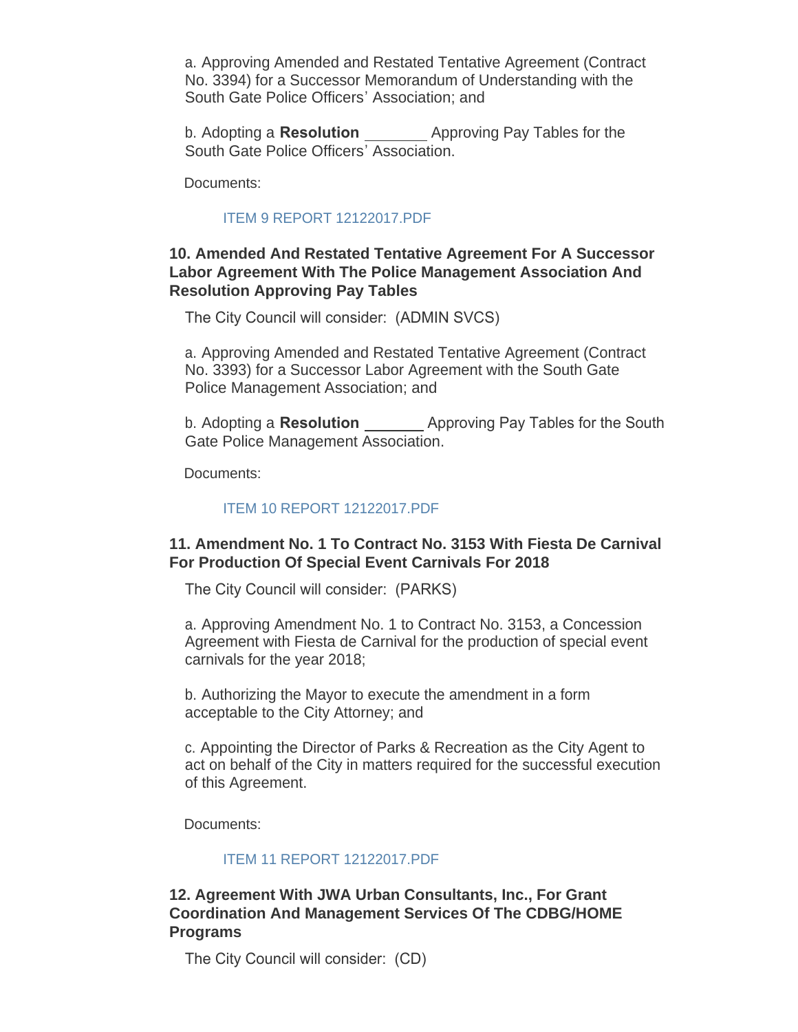a. Approving Amended and Restated Tentative Agreement (Contract No. 3394) for a Successor Memorandum of Understanding with the South Gate Police Officers' Association; and

b. Adopting a **Resolution** ________ Approving Pay Tables for the South Gate Police Officers' Association.

Documents:

ITEM 9 REPORT 12122017.PDF

### 10. Amended And Restated Tentative Agreement For A Successor Labor Agreement With The Police Management Association And Resolution Approving Pay Tables

The City Council will consider: (ADMIN SVCS)

a. Approving Amended and Restated Tentative Agreement (Contract No. 3393) for a Successor Labor Agreement with the South Gate Police Management Association; and

b. Adopting a **Resolution** ________ Approving Pay Tables for the South Gate Police Management Association.

Documents:

ITEM 10 REPORT 12122017.PDF

### 11. Amendment No. 1 To Contract No. 3153 With Fiesta De Carnival For Production Of Special Event Carnivals For 2018

The City Council will consider: (PARKS)

a. Approving Amendment No. 1 to Contract No. 3153, a Concession Agreement with Fiesta de Carnival for the production of special event carnivals for the year 2018;

b. Authorizing the Mayor to execute the amendment in a form acceptable to the City Attorney; and

c. Appointing the Director of Parks & Recreation as the City Agent to act on behalf of the City in matters required for the successful execution of this Agreement.

Documents:

ITEM 11 REPORT 12122017.PDF

### 12. Agreement With JWA Urban Consultants, Inc., For Grant Coordination And Management Services Of The CDBG/HOME Programs

The City Council will consider: (CD)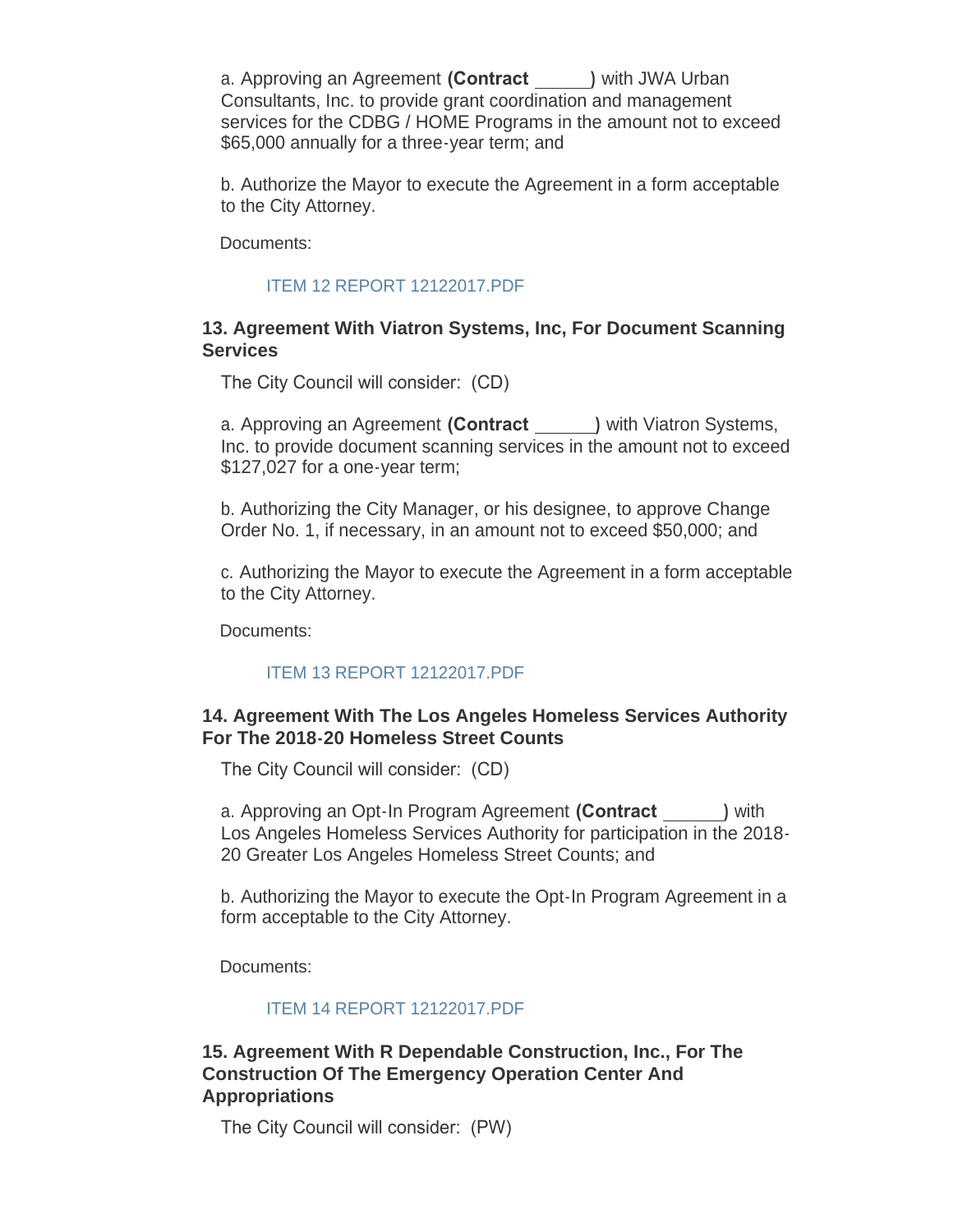a. Approving an Agreement **(Contract ______)** with JWA Urban Consultants, Inc. to provide grant coordination and management services for the CDBG / HOME Programs in the amount not to exceed $65,000 annually for a three-year term; and

b. Authorize the Mayor to execute the Agreement in a form acceptable to the City Attorney.

Documents:

ITEM 12 REPORT 12122017.PDF

### 13. Agreement With Viatron Systems, Inc, For Document Scanning Services

The City Council will consider: (CD)

a. Approving an Agreement **(Contract ______)** with Viatron Systems, Inc. to provide document scanning services in the amount not to exceed $127,027 for a one-year term;

b. Authorizing the City Manager, or his designee, to approve Change Order No. 1, if necessary, in an amount not to exceed $50,000; and

c. Authorizing the Mayor to execute the Agreement in a form acceptable to the City Attorney.

Documents:

ITEM 13 REPORT 12122017.PDF

### 14. Agreement With The Los Angeles Homeless Services Authority For The 2018-20 Homeless Street Counts

The City Council will consider: (CD)

a. Approving an Opt-In Program Agreement **(Contract ______)** with Los Angeles Homeless Services Authority for participation in the 2018-20 Greater Los Angeles Homeless Street Counts; and

b. Authorizing the Mayor to execute the Opt-In Program Agreement in a form acceptable to the City Attorney.

Documents:

ITEM 14 REPORT 12122017.PDF

### 15. Agreement With R Dependable Construction, Inc., For The Construction Of The Emergency Operation Center And Appropriations

The City Council will consider: (PW)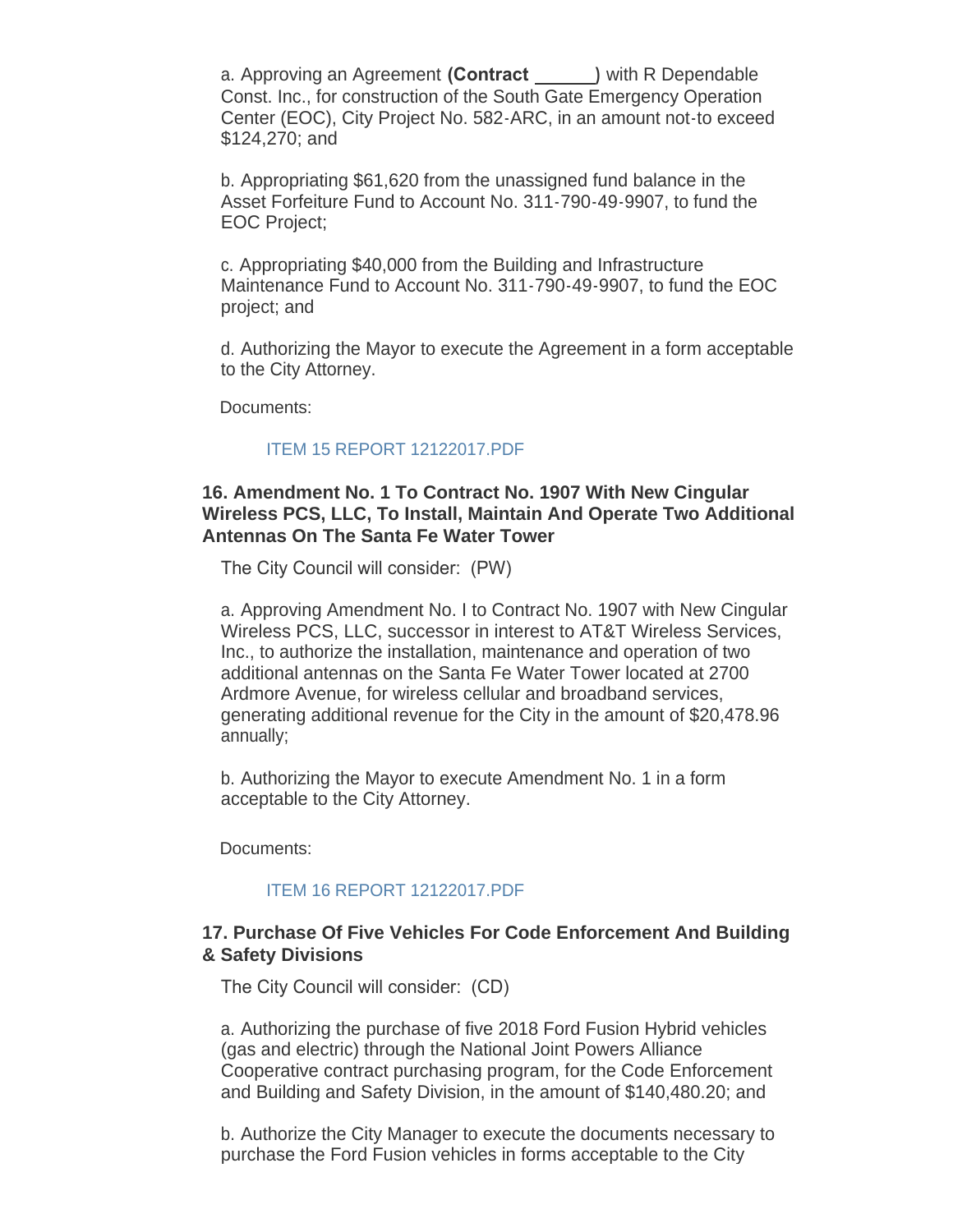a. Approving an Agreement **(Contract ______)** with R Dependable Const. Inc., for construction of the South Gate Emergency Operation Center (EOC), City Project No. 582-ARC, in an amount not-to exceed $124,270; and

b. Appropriating $61,620 from the unassigned fund balance in the Asset Forfeiture Fund to Account No. 311-790-49-9907, to fund the EOC Project;

c. Appropriating $40,000 from the Building and Infrastructure Maintenance Fund to Account No. 311-790-49-9907, to fund the EOC project; and

d. Authorizing the Mayor to execute the Agreement in a form acceptable to the City Attorney.

Documents:

ITEM 15 REPORT 12122017.PDF

### 16. Amendment No. 1 To Contract No. 1907 With New Cingular Wireless PCS, LLC, To Install, Maintain And Operate Two Additional Antennas On The Santa Fe Water Tower

The City Council will consider: (PW)

a. Approving Amendment No. I to Contract No. 1907 with New Cingular Wireless PCS, LLC, successor in interest to AT&T Wireless Services, Inc., to authorize the installation, maintenance and operation of two additional antennas on the Santa Fe Water Tower located at 2700 Ardmore Avenue, for wireless cellular and broadband services, generating additional revenue for the City in the amount of $20,478.96 annually;

b. Authorizing the Mayor to execute Amendment No. 1 in a form acceptable to the City Attorney.

Documents:

ITEM 16 REPORT 12122017.PDF

### 17. Purchase Of Five Vehicles For Code Enforcement And Building & Safety Divisions

The City Council will consider: (CD)

a. Authorizing the purchase of five 2018 Ford Fusion Hybrid vehicles (gas and electric) through the National Joint Powers Alliance Cooperative contract purchasing program, for the Code Enforcement and Building and Safety Division, in the amount of $140,480.20; and

b. Authorize the City Manager to execute the documents necessary to purchase the Ford Fusion vehicles in forms acceptable to the City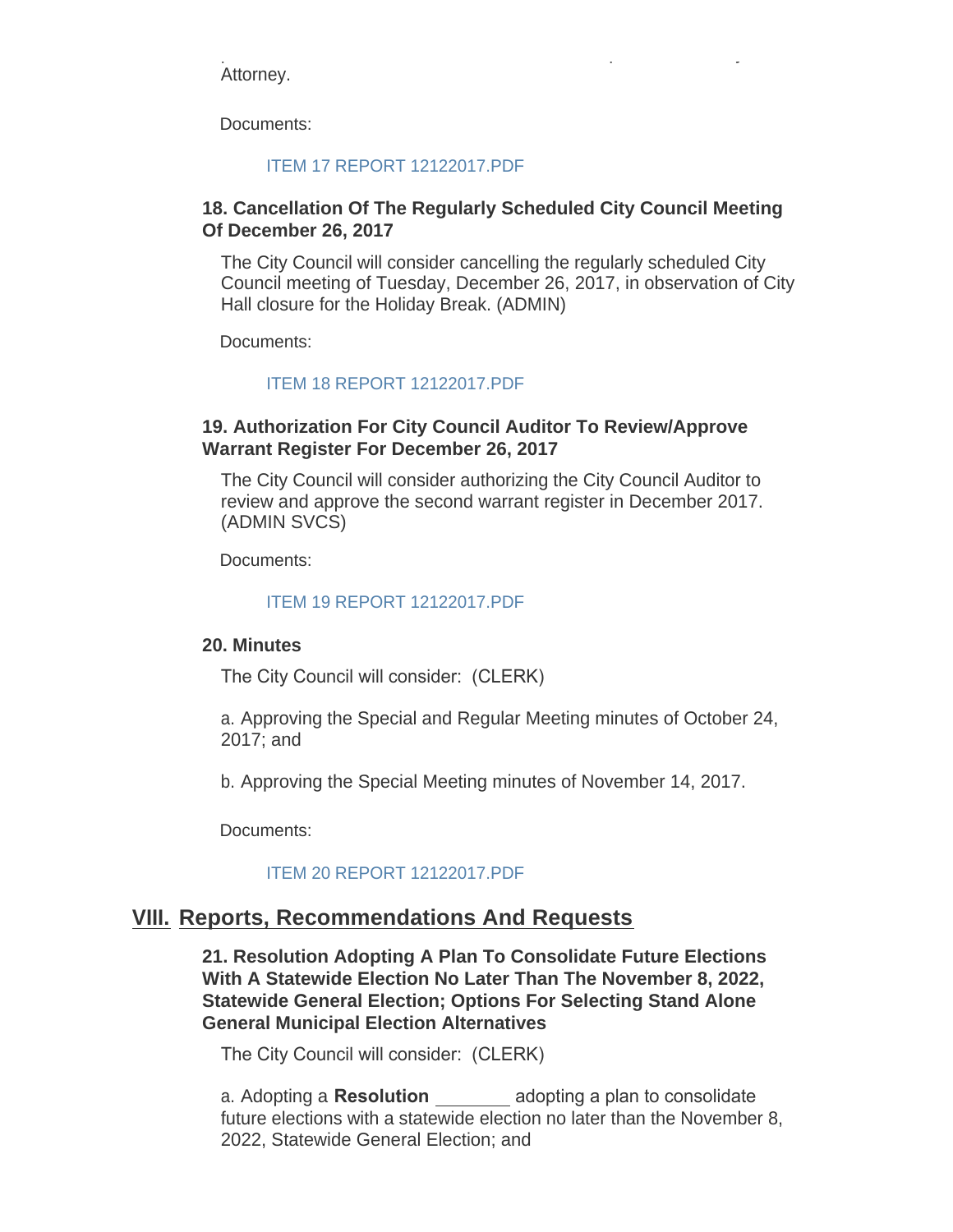Attorney.

Documents:

ITEM 17 REPORT 12122017.PDF

### 18. Cancellation Of The Regularly Scheduled City Council Meeting Of December 26, 2017

The City Council will consider cancelling the regularly scheduled City Council meeting of Tuesday, December 26, 2017, in observation of City Hall closure for the Holiday Break. (ADMIN)

Documents:

ITEM 18 REPORT 12122017.PDF

### 19. Authorization For City Council Auditor To Review/Approve Warrant Register For December 26, 2017

The City Council will consider authorizing the City Council Auditor to review and approve the second warrant register in December 2017. (ADMIN SVCS)

Documents:

ITEM 19 REPORT 12122017.PDF

### 20. Minutes

The City Council will consider: (CLERK)

a. Approving the Special and Regular Meeting minutes of October 24, 2017; and

b. Approving the Special Meeting minutes of November 14, 2017.

Documents:

ITEM 20 REPORT 12122017.PDF

## VIII. Reports, Recommendations And Requests

### 21. Resolution Adopting A Plan To Consolidate Future Elections With A Statewide Election No Later Than The November 8, 2022, Statewide General Election; Options For Selecting Stand Alone General Municipal Election Alternatives

The City Council will consider: (CLERK)

a. Adopting a **Resolution** _______ adopting a plan to consolidate future elections with a statewide election no later than the November 8, 2022, Statewide General Election; and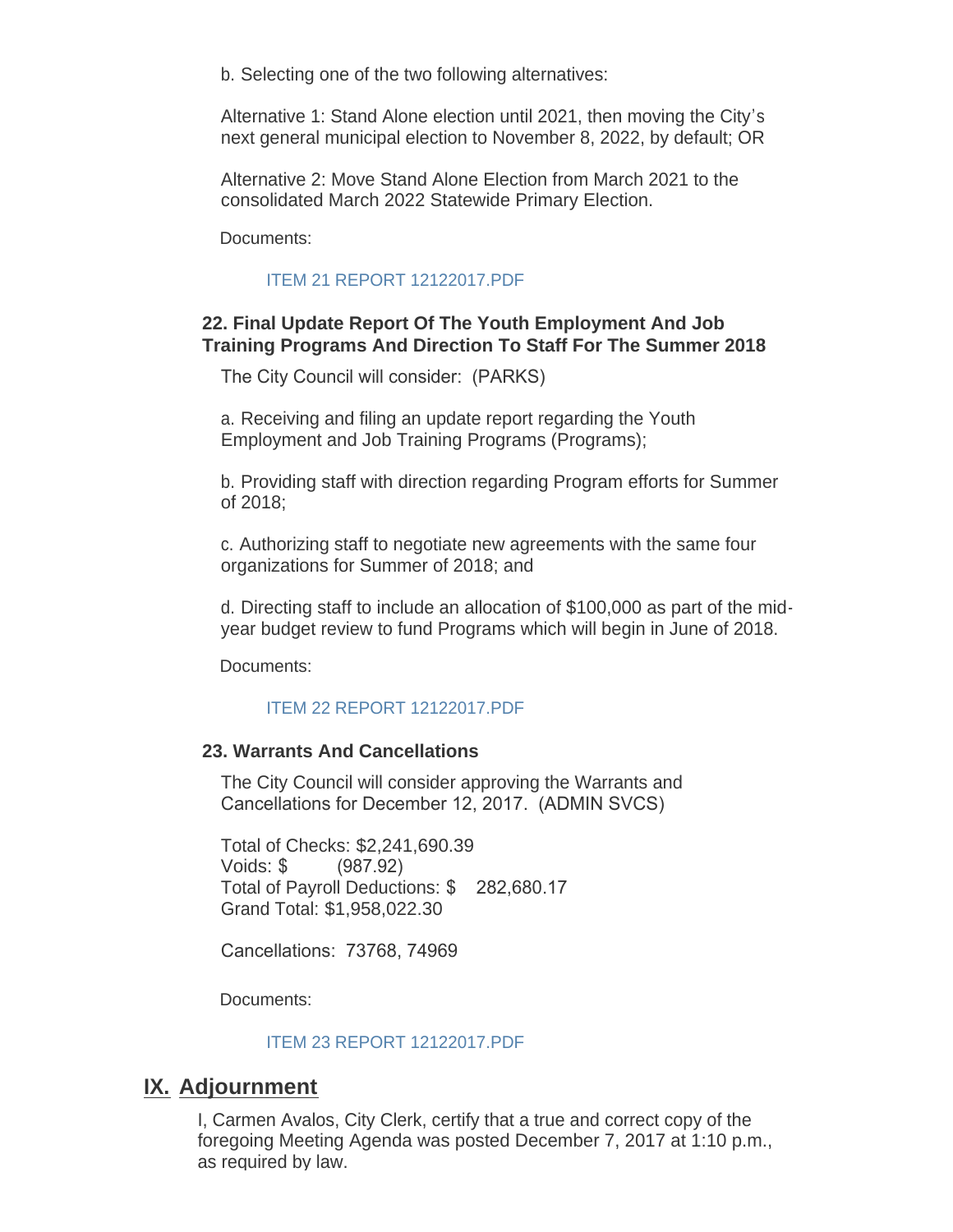b. Selecting one of the two following alternatives:

Alternative 1: Stand Alone election until 2021, then moving the City's next general municipal election to November 8, 2022, by default; OR

Alternative 2: Move Stand Alone Election from March 2021 to the consolidated March 2022 Statewide Primary Election.

Documents:

ITEM 21 REPORT 12122017.PDF

### 22. Final Update Report Of The Youth Employment And Job Training Programs And Direction To Staff For The Summer 2018

The City Council will consider: (PARKS)

a. Receiving and filing an update report regarding the Youth Employment and Job Training Programs (Programs);

b. Providing staff with direction regarding Program efforts for Summer of 2018;

c. Authorizing staff to negotiate new agreements with the same four organizations for Summer of 2018; and

d. Directing staff to include an allocation of $100,000 as part of the mid-year budget review to fund Programs which will begin in June of 2018.

Documents:

ITEM 22 REPORT 12122017.PDF

### 23. Warrants And Cancellations

The City Council will consider approving the Warrants and Cancellations for December 12, 2017. (ADMIN SVCS)

Total of Checks: $2,241,690.39
Voids: $ (987.92)
Total of Payroll Deductions: $ 282,680.17
Grand Total: $1,958,022.30

Cancellations: 73768, 74969

Documents:

ITEM 23 REPORT 12122017.PDF

## IX. Adjournment

I, Carmen Avalos, City Clerk, certify that a true and correct copy of the foregoing Meeting Agenda was posted December 7, 2017 at 1:10 p.m., as required by law.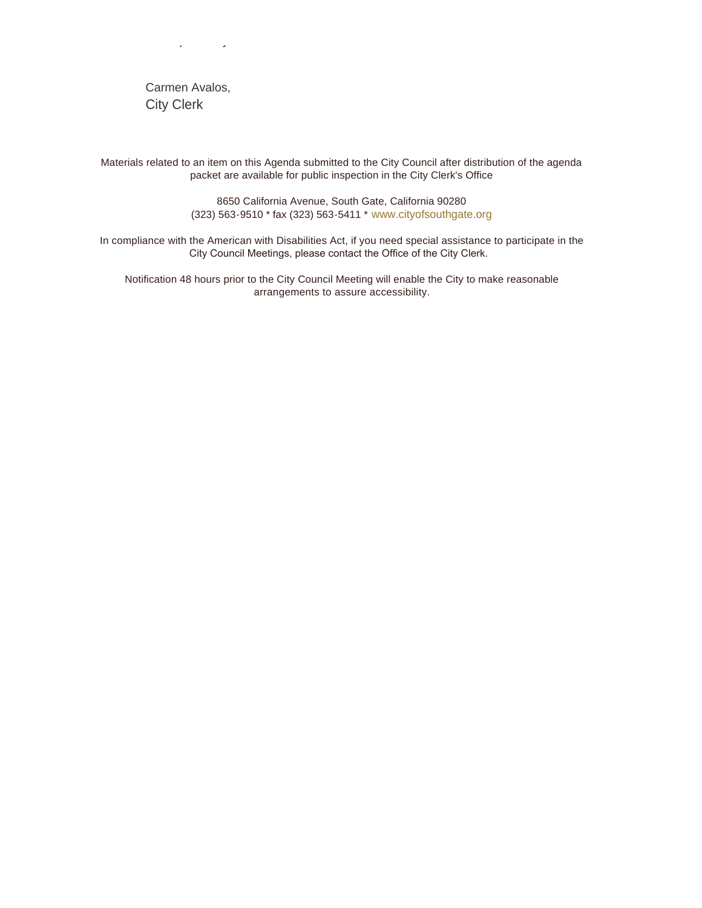Carmen Avalos,
City Clerk

Materials related to an item on this Agenda submitted to the City Council after distribution of the agenda packet are available for public inspection in the City Clerk's Office

8650 California Avenue, South Gate, California 90280
(323) 563-9510 * fax (323) 563-5411 * www.cityofsouthgate.org

In compliance with the American with Disabilities Act, if you need special assistance to participate in the City Council Meetings, please contact the Office of the City Clerk.

Notification 48 hours prior to the City Council Meeting will enable the City to make reasonable arrangements to assure accessibility.